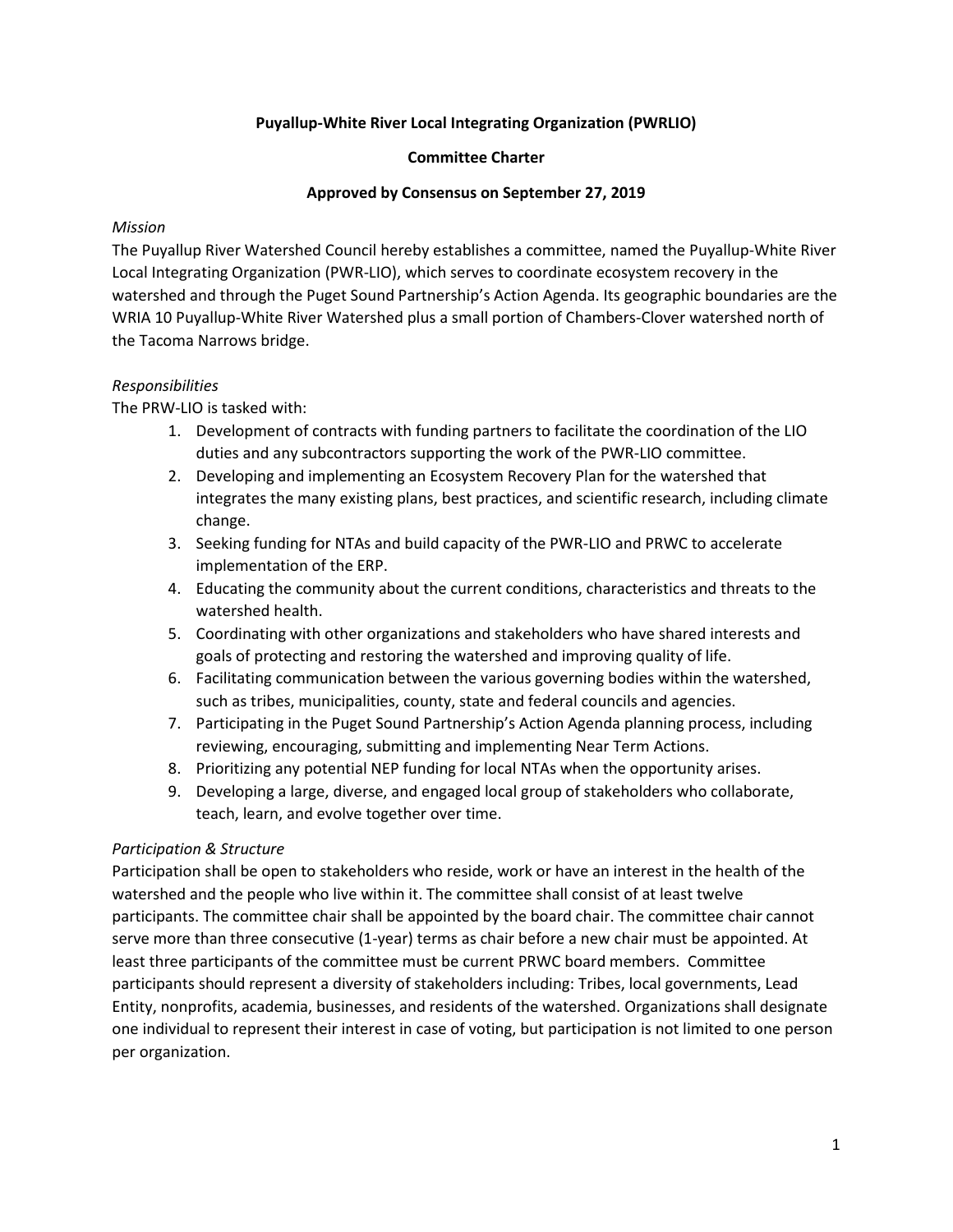**Puyallup-White River Local Integrating Organization (PWRLIO)**

**Committee Charter**

**Approved by Consensus on September 27, 2019**

*Mission*

The Puyallup River Watershed Council hereby establishes a committee, named the Puyallup-White River Local Integrating Organization (PWR-LIO), which serves to coordinate ecosystem recovery in the watershed and through the Puget Sound Partnership's Action Agenda. Its geographic boundaries are the WRIA 10 Puyallup-White River Watershed plus a small portion of Chambers-Clover watershed north of the Tacoma Narrows bridge.

*Responsibilities*

The PRW-LIO is tasked with:

1. Development of contracts with funding partners to facilitate the coordination of the LIO duties and any subcontractors supporting the work of the PWR-LIO committee.
2. Developing and implementing an Ecosystem Recovery Plan for the watershed that integrates the many existing plans, best practices, and scientific research, including climate change.
3. Seeking funding for NTAs and build capacity of the PWR-LIO and PRWC to accelerate implementation of the ERP.
4. Educating the community about the current conditions, characteristics and threats to the watershed health.
5. Coordinating with other organizations and stakeholders who have shared interests and goals of protecting and restoring the watershed and improving quality of life.
6. Facilitating communication between the various governing bodies within the watershed, such as tribes, municipalities, county, state and federal councils and agencies.
7. Participating in the Puget Sound Partnership's Action Agenda planning process, including reviewing, encouraging, submitting and implementing Near Term Actions.
8. Prioritizing any potential NEP funding for local NTAs when the opportunity arises.
9. Developing a large, diverse, and engaged local group of stakeholders who collaborate, teach, learn, and evolve together over time.

*Participation & Structure*

Participation shall be open to stakeholders who reside, work or have an interest in the health of the watershed and the people who live within it. The committee shall consist of at least twelve participants. The committee chair shall be appointed by the board chair. The committee chair cannot serve more than three consecutive (1-year) terms as chair before a new chair must be appointed. At least three participants of the committee must be current PRWC board members. Committee participants should represent a diversity of stakeholders including: Tribes, local governments, Lead Entity, nonprofits, academia, businesses, and residents of the watershed. Organizations shall designate one individual to represent their interest in case of voting, but participation is not limited to one person per organization.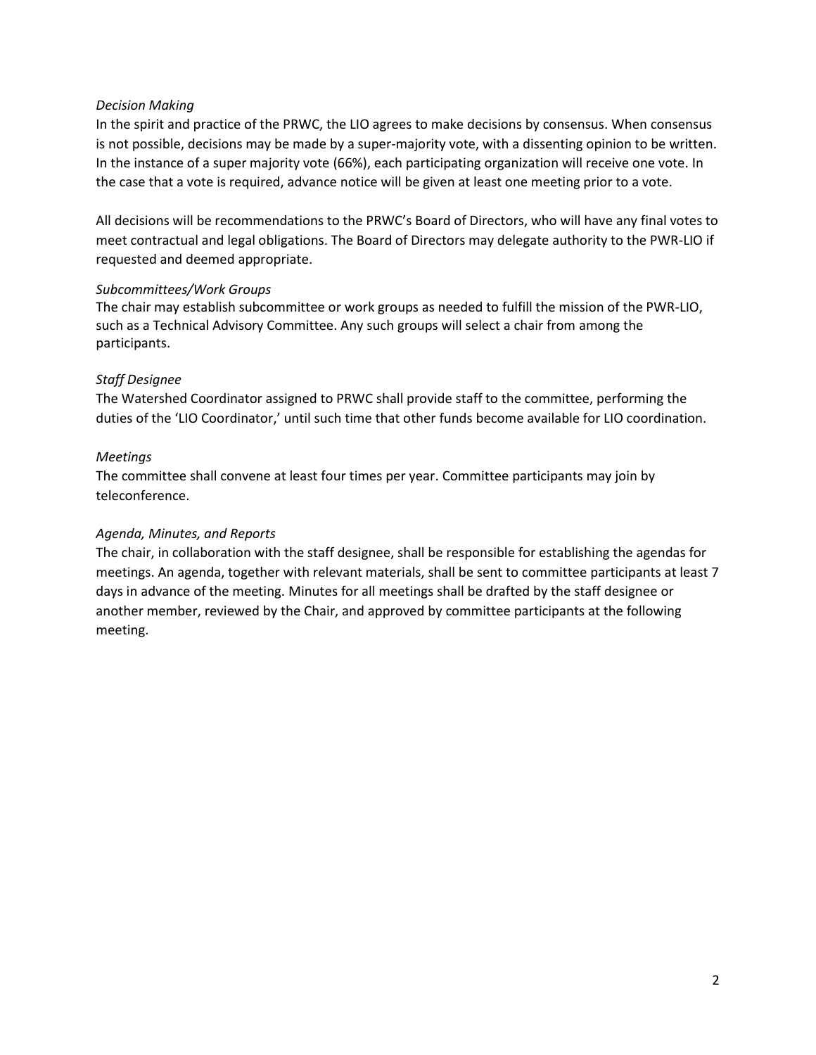*Decision Making*

In the spirit and practice of the PRWC, the LIO agrees to make decisions by consensus. When consensus is not possible, decisions may be made by a super-majority vote, with a dissenting opinion to be written. In the instance of a super majority vote (66%), each participating organization will receive one vote. In the case that a vote is required, advance notice will be given at least one meeting prior to a vote.

All decisions will be recommendations to the PRWC's Board of Directors, who will have any final votes to meet contractual and legal obligations. The Board of Directors may delegate authority to the PWR-LIO if requested and deemed appropriate.

*Subcommittees/Work Groups*

The chair may establish subcommittee or work groups as needed to fulfill the mission of the PWR-LIO, such as a Technical Advisory Committee. Any such groups will select a chair from among the participants.

*Staff Designee*

The Watershed Coordinator assigned to PRWC shall provide staff to the committee, performing the duties of the 'LIO Coordinator,' until such time that other funds become available for LIO coordination.

*Meetings*

The committee shall convene at least four times per year. Committee participants may join by teleconference.

*Agenda, Minutes, and Reports*

The chair, in collaboration with the staff designee, shall be responsible for establishing the agendas for meetings. An agenda, together with relevant materials, shall be sent to committee participants at least 7 days in advance of the meeting. Minutes for all meetings shall be drafted by the staff designee or another member, reviewed by the Chair, and approved by committee participants at the following meeting.